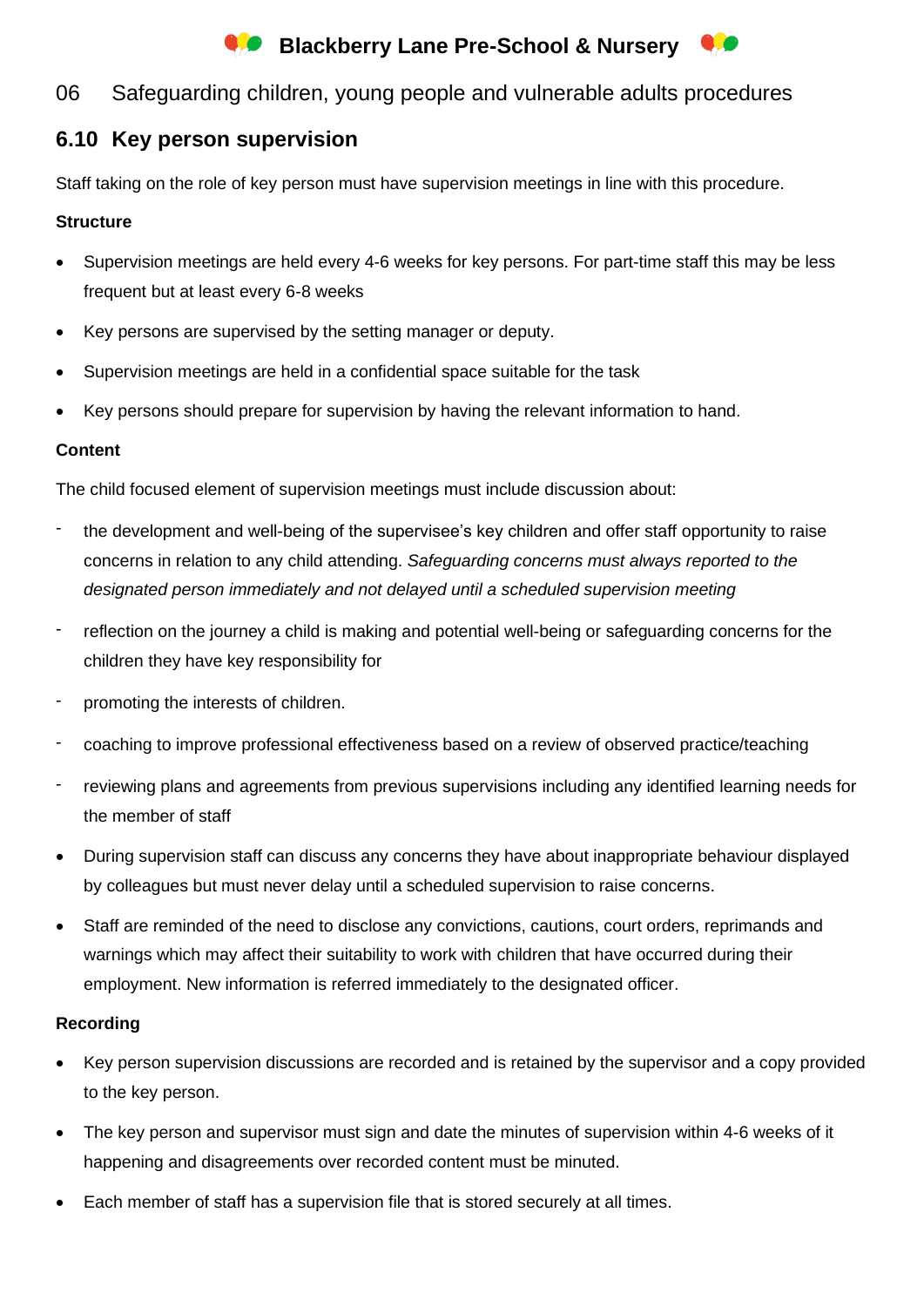# Blackberry Lane Pre-School & Nursery

## 06 Safeguarding children, young people and vulnerable adults procedures

## 6.10 Key person supervision

Staff taking on the role of key person must have supervision meetings in line with this procedure.

**Structure**

- Supervision meetings are held every 4-6 weeks for key persons. For part-time staff this may be less frequent but at least every 6-8 weeks
- Key persons are supervised by the setting manager or deputy.
- Supervision meetings are held in a confidential space suitable for the task
- Key persons should prepare for supervision by having the relevant information to hand.

**Content**

The child focused element of supervision meetings must include discussion about:

- the development and well-being of the supervisee's key children and offer staff opportunity to raise concerns in relation to any child attending. *Safeguarding concerns must always reported to the designated person immediately and not delayed until a scheduled supervision meeting*
- reflection on the journey a child is making and potential well-being or safeguarding concerns for the children they have key responsibility for
- promoting the interests of children.
- coaching to improve professional effectiveness based on a review of observed practice/teaching
- reviewing plans and agreements from previous supervisions including any identified learning needs for the member of staff

- During supervision staff can discuss any concerns they have about inappropriate behaviour displayed by colleagues but must never delay until a scheduled supervision to raise concerns.
- Staff are reminded of the need to disclose any convictions, cautions, court orders, reprimands and warnings which may affect their suitability to work with children that have occurred during their employment. New information is referred immediately to the designated officer.

**Recording**

- Key person supervision discussions are recorded and is retained by the supervisor and a copy provided to the key person.
- The key person and supervisor must sign and date the minutes of supervision within 4-6 weeks of it happening and disagreements over recorded content must be minuted.
- Each member of staff has a supervision file that is stored securely at all times.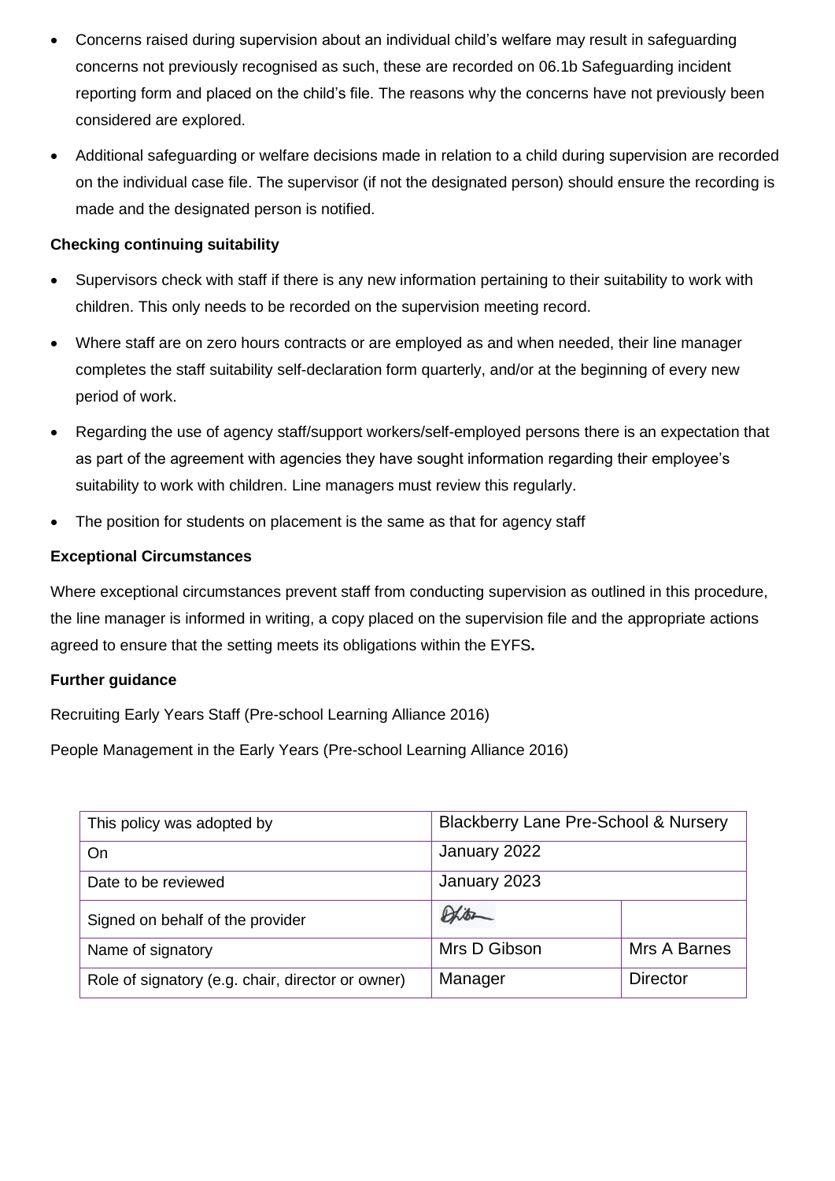- Concerns raised during supervision about an individual child's welfare may result in safeguarding concerns not previously recognised as such, these are recorded on 06.1b Safeguarding incident reporting form and placed on the child's file. The reasons why the concerns have not previously been considered are explored.
- Additional safeguarding or welfare decisions made in relation to a child during supervision are recorded on the individual case file. The supervisor (if not the designated person) should ensure the recording is made and the designated person is notified.

**Checking continuing suitability**

- Supervisors check with staff if there is any new information pertaining to their suitability to work with children. This only needs to be recorded on the supervision meeting record.
- Where staff are on zero hours contracts or are employed as and when needed, their line manager completes the staff suitability self-declaration form quarterly, and/or at the beginning of every new period of work.
- Regarding the use of agency staff/support workers/self-employed persons there is an expectation that as part of the agreement with agencies they have sought information regarding their employee's suitability to work with children. Line managers must review this regularly.
- The position for students on placement is the same as that for agency staff

**Exceptional Circumstances**

Where exceptional circumstances prevent staff from conducting supervision as outlined in this procedure, the line manager is informed in writing, a copy placed on the supervision file and the appropriate actions agreed to ensure that the setting meets its obligations within the EYFS**.**

**Further guidance**

Recruiting Early Years Staff (Pre-school Learning Alliance 2016)

People Management in the Early Years (Pre-school Learning Alliance 2016)

| | | |
|---|---|---|
| This policy was adopted by | Blackberry Lane Pre-School & Nursery | |
| On | January 2022 | |
| Date to be reviewed | January 2023 | |
| Signed on behalf of the provider | DGibson | |
| Name of signatory | Mrs D Gibson | Mrs A Barnes |
| Role of signatory (e.g. chair, director or owner) | Manager | Director |